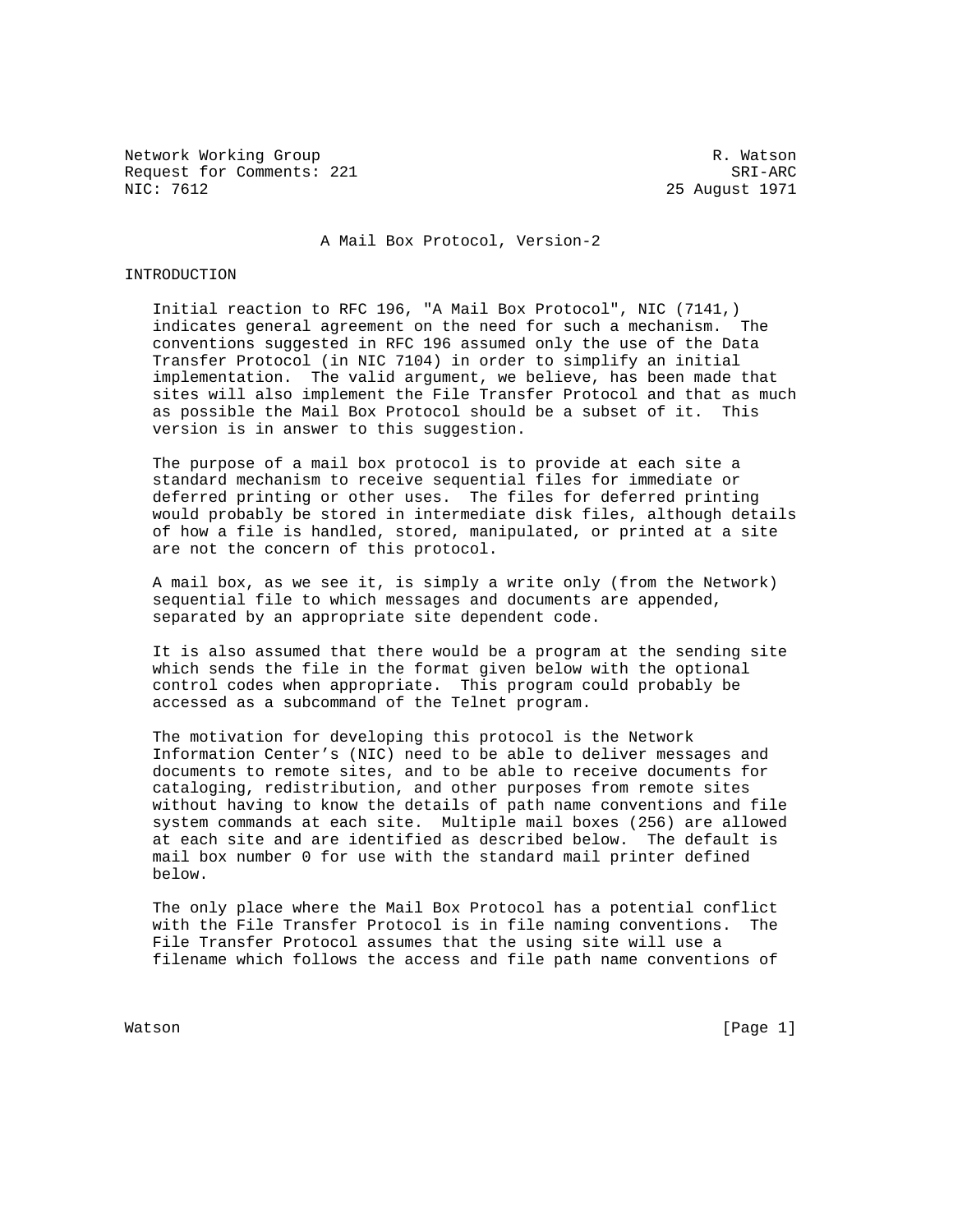Network Working Group                                          R. Watson
Request for Comments: 221                                        SRI-ARC
NIC: 7612                                                 25 August 1971

# A Mail Box Protocol, Version-2

## INTRODUCTION

Initial reaction to RFC 196, "A Mail Box Protocol", NIC (7141,) indicates general agreement on the need for such a mechanism. The conventions suggested in RFC 196 assumed only the use of the Data Transfer Protocol (in NIC 7104) in order to simplify an initial implementation. The valid argument, we believe, has been made that sites will also implement the File Transfer Protocol and that as much as possible the Mail Box Protocol should be a subset of it. This version is in answer to this suggestion.

The purpose of a mail box protocol is to provide at each site a standard mechanism to receive sequential files for immediate or deferred printing or other uses. The files for deferred printing would probably be stored in intermediate disk files, although details of how a file is handled, stored, manipulated, or printed at a site are not the concern of this protocol.

A mail box, as we see it, is simply a write only (from the Network) sequential file to which messages and documents are appended, separated by an appropriate site dependent code.

It is also assumed that there would be a program at the sending site which sends the file in the format given below with the optional control codes when appropriate. This program could probably be accessed as a subcommand of the Telnet program.

The motivation for developing this protocol is the Network Information Center's (NIC) need to be able to deliver messages and documents to remote sites, and to be able to receive documents for cataloging, redistribution, and other purposes from remote sites without having to know the details of path name conventions and file system commands at each site. Multiple mail boxes (256) are allowed at each site and are identified as described below. The default is mail box number 0 for use with the standard mail printer defined below.

The only place where the Mail Box Protocol has a potential conflict with the File Transfer Protocol is in file naming conventions. The File Transfer Protocol assumes that the using site will use a filename which follows the access and file path name conventions of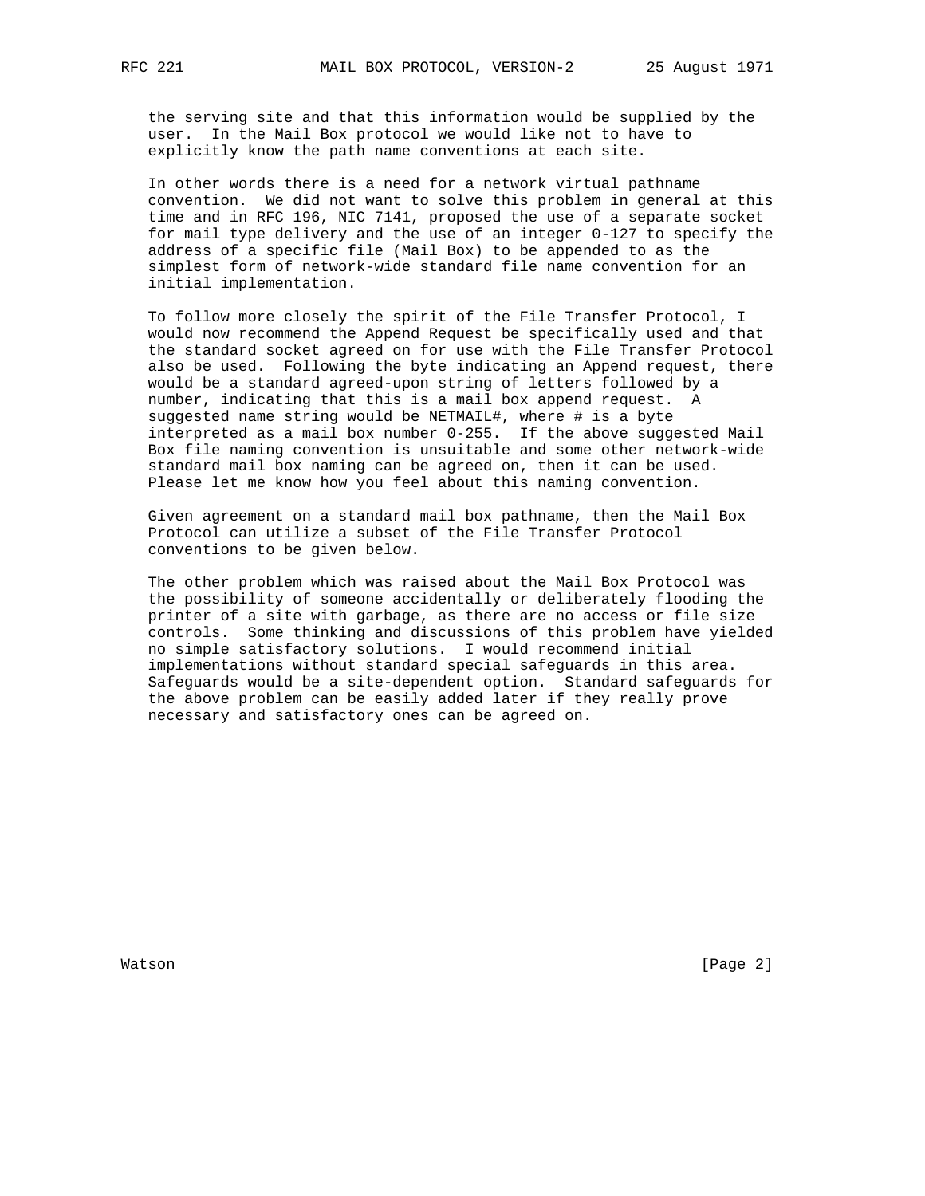the serving site and that this information would be supplied by the user. In the Mail Box protocol we would like not to have to explicitly know the path name conventions at each site.

In other words there is a need for a network virtual pathname convention. We did not want to solve this problem in general at this time and in RFC 196, NIC 7141, proposed the use of a separate socket for mail type delivery and the use of an integer 0-127 to specify the address of a specific file (Mail Box) to be appended to as the simplest form of network-wide standard file name convention for an initial implementation.

To follow more closely the spirit of the File Transfer Protocol, I would now recommend the Append Request be specifically used and that the standard socket agreed on for use with the File Transfer Protocol also be used. Following the byte indicating an Append request, there would be a standard agreed-upon string of letters followed by a number, indicating that this is a mail box append request. A suggested name string would be NETMAIL#, where # is a byte interpreted as a mail box number 0-255. If the above suggested Mail Box file naming convention is unsuitable and some other network-wide standard mail box naming can be agreed on, then it can be used. Please let me know how you feel about this naming convention.

Given agreement on a standard mail box pathname, then the Mail Box Protocol can utilize a subset of the File Transfer Protocol conventions to be given below.

The other problem which was raised about the Mail Box Protocol was the possibility of someone accidentally or deliberately flooding the printer of a site with garbage, as there are no access or file size controls. Some thinking and discussions of this problem have yielded no simple satisfactory solutions. I would recommend initial implementations without standard special safeguards in this area. Safeguards would be a site-dependent option. Standard safeguards for the above problem can be easily added later if they really prove necessary and satisfactory ones can be agreed on.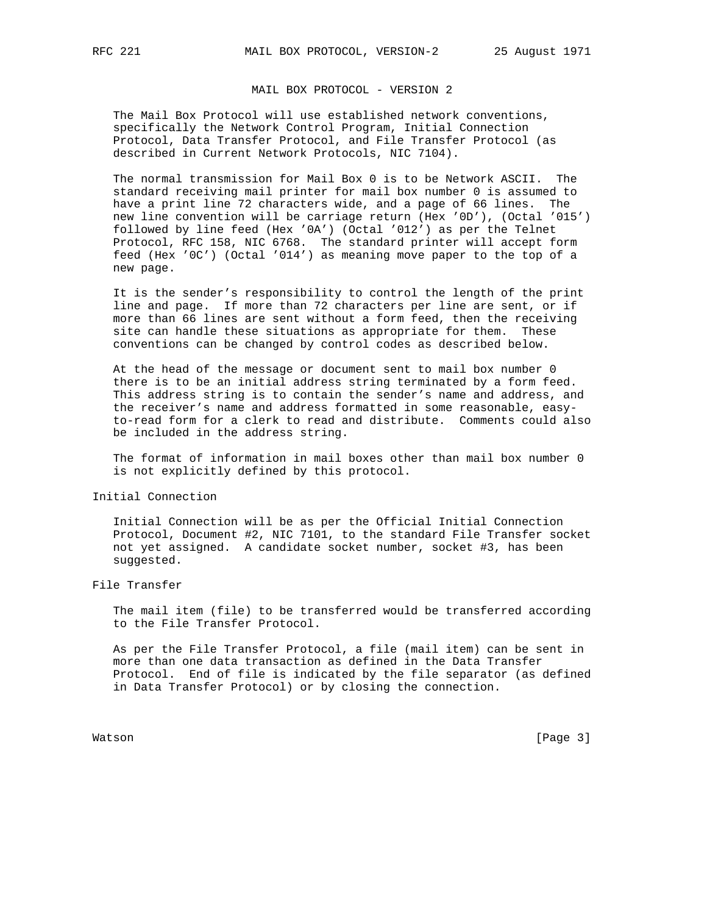MAIL BOX PROTOCOL - VERSION 2

The Mail Box Protocol will use established network conventions, specifically the Network Control Program, Initial Connection Protocol, Data Transfer Protocol, and File Transfer Protocol (as described in Current Network Protocols, NIC 7104).

The normal transmission for Mail Box 0 is to be Network ASCII. The standard receiving mail printer for mail box number 0 is assumed to have a print line 72 characters wide, and a page of 66 lines. The new line convention will be carriage return (Hex '0D'), (Octal '015') followed by line feed (Hex '0A') (Octal '012') as per the Telnet Protocol, RFC 158, NIC 6768. The standard printer will accept form feed (Hex '0C') (Octal '014') as meaning move paper to the top of a new page.

It is the sender's responsibility to control the length of the print line and page. If more than 72 characters per line are sent, or if more than 66 lines are sent without a form feed, then the receiving site can handle these situations as appropriate for them. These conventions can be changed by control codes as described below.

At the head of the message or document sent to mail box number 0 there is to be an initial address string terminated by a form feed. This address string is to contain the sender's name and address, and the receiver's name and address formatted in some reasonable, easy-to-read form for a clerk to read and distribute. Comments could also be included in the address string.

The format of information in mail boxes other than mail box number 0 is not explicitly defined by this protocol.

## Initial Connection

Initial Connection will be as per the Official Initial Connection Protocol, Document #2, NIC 7101, to the standard File Transfer socket not yet assigned. A candidate socket number, socket #3, has been suggested.

## File Transfer

The mail item (file) to be transferred would be transferred according to the File Transfer Protocol.

As per the File Transfer Protocol, a file (mail item) can be sent in more than one data transaction as defined in the Data Transfer Protocol. End of file is indicated by the file separator (as defined in Data Transfer Protocol) or by closing the connection.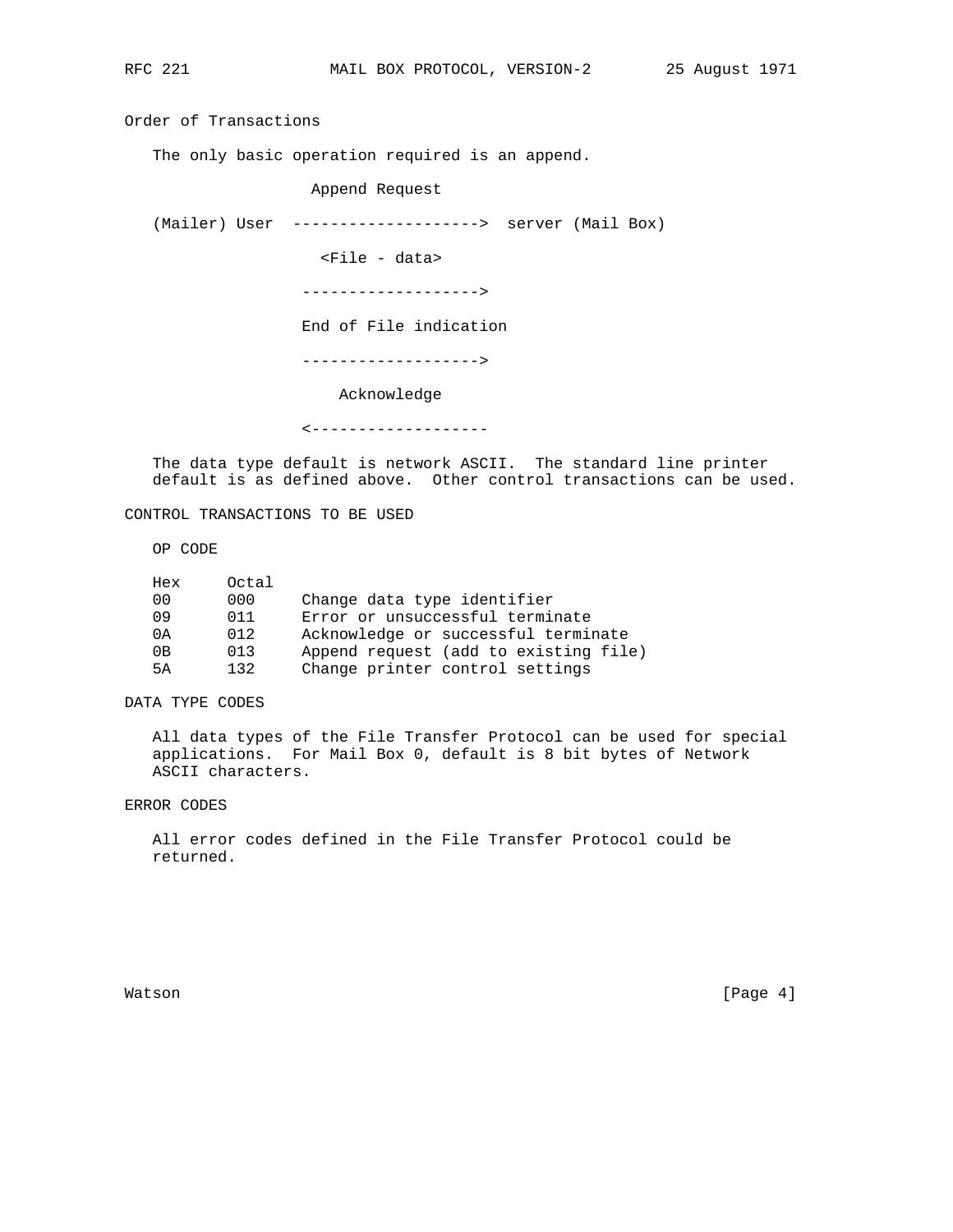## Order of Transactions

The only basic operation required is an append.

```
                 Append Request

(Mailer) User  -------------------->  server (Mail Box)

                  <File - data>

                ------------------->

                End of File indication

                ------------------->

                    Acknowledge

                <-------------------
```

The data type default is network ASCII. The standard line printer default is as defined above. Other control transactions can be used.

## CONTROL TRANSACTIONS TO BE USED

OP CODE

| Hex | Octal | |
|---|---|---|
| 00 | 000 | Change data type identifier |
| 09 | 011 | Error or unsuccessful terminate |
| 0A | 012 | Acknowledge or successful terminate |
| 0B | 013 | Append request (add to existing file) |
| 5A | 132 | Change printer control settings |

## DATA TYPE CODES

All data types of the File Transfer Protocol can be used for special applications. For Mail Box 0, default is 8 bit bytes of Network ASCII characters.

## ERROR CODES

All error codes defined in the File Transfer Protocol could be returned.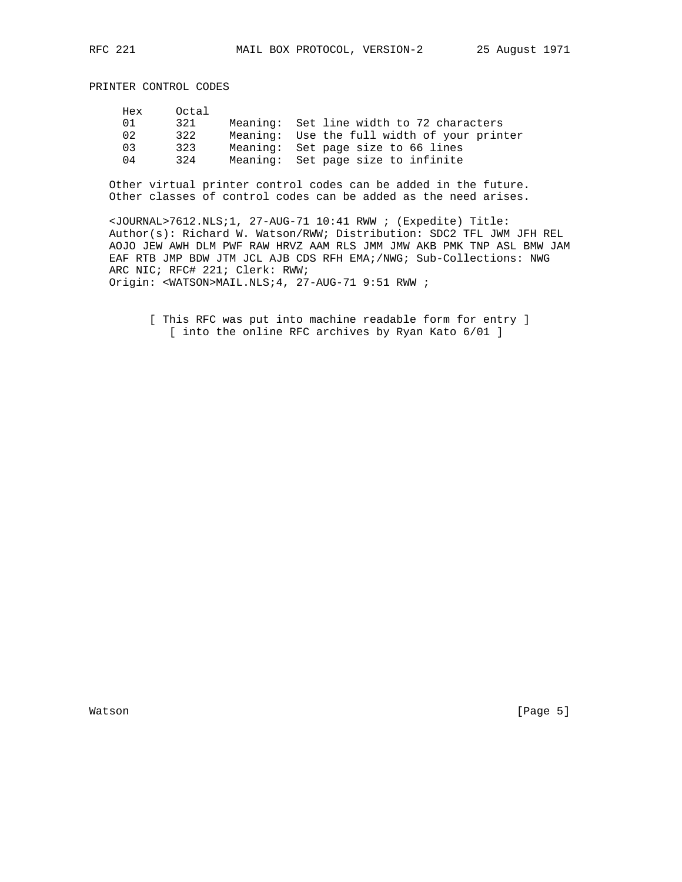PRINTER CONTROL CODES

| Hex | Octal | | |
|---|---|---|---|
| 01 | 321 | Meaning: | Set line width to 72 characters |
| 02 | 322 | Meaning: | Use the full width of your printer |
| 03 | 323 | Meaning: | Set page size to 66 lines |
| 04 | 324 | Meaning: | Set page size to infinite |

Other virtual printer control codes can be added in the future.
Other classes of control codes can be added as the need arises.

<JOURNAL>7612.NLS;1, 27-AUG-71 10:41 RWW ; (Expedite) Title:
Author(s): Richard W. Watson/RWW; Distribution: SDC2 TFL JWM JFH REL
AOJO JEW AWH DLM PWF RAW HRVZ AAM RLS JMM JMW AKB PMK TNP ASL BMW JAM
EAF RTB JMP BDW JTM JCL AJB CDS RFH EMA;/NWG; Sub-Collections: NWG
ARC NIC; RFC# 221; Clerk: RWW;
Origin: <WATSON>MAIL.NLS;4, 27-AUG-71 9:51 RWW ;

[ This RFC was put into machine readable form for entry ]
[ into the online RFC archives by Ryan Kato 6/01 ]